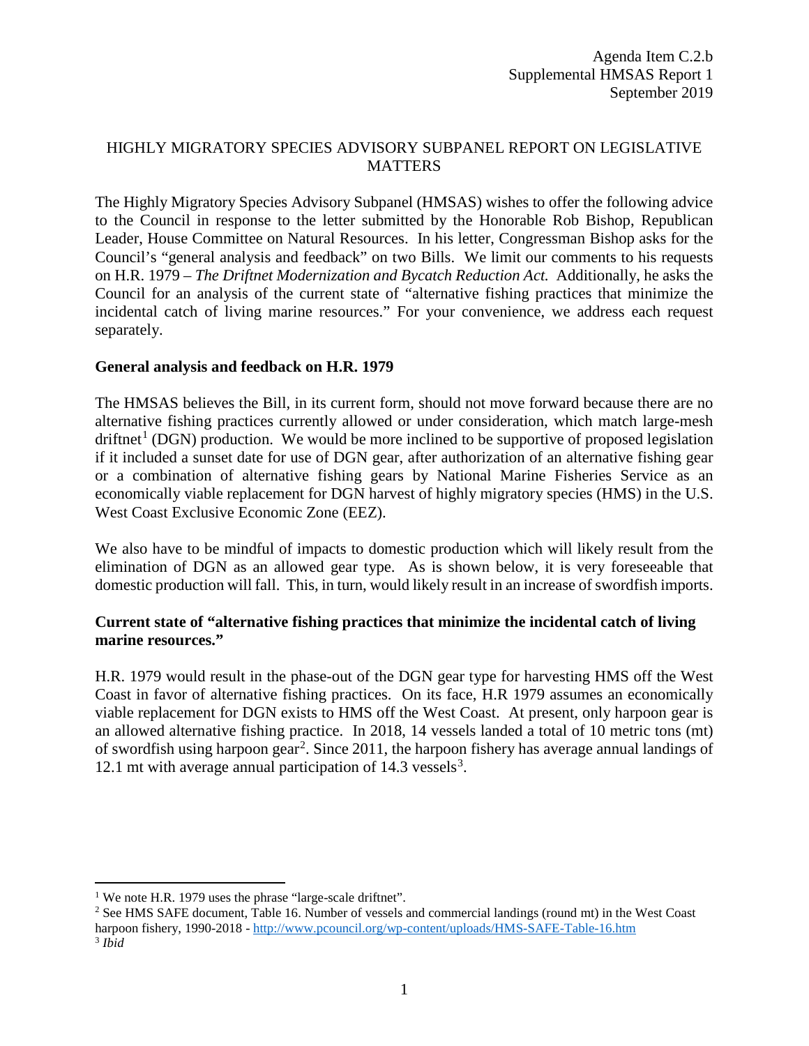Agenda Item C.2.b
Supplemental HMSAS Report 1
September 2019

# HIGHLY MIGRATORY SPECIES ADVISORY SUBPANEL REPORT ON LEGISLATIVE MATTERS

The Highly Migratory Species Advisory Subpanel (HMSAS) wishes to offer the following advice to the Council in response to the letter submitted by the Honorable Rob Bishop, Republican Leader, House Committee on Natural Resources. In his letter, Congressman Bishop asks for the Council's "general analysis and feedback" on two Bills. We limit our comments to his requests on H.R. 1979 – *The Driftnet Modernization and Bycatch Reduction Act.* Additionally, he asks the Council for an analysis of the current state of "alternative fishing practices that minimize the incidental catch of living marine resources." For your convenience, we address each request separately.

## General analysis and feedback on H.R. 1979

The HMSAS believes the Bill, in its current form, should not move forward because there are no alternative fishing practices currently allowed or under consideration, which match large-mesh driftnet[1] (DGN) production. We would be more inclined to be supportive of proposed legislation if it included a sunset date for use of DGN gear, after authorization of an alternative fishing gear or a combination of alternative fishing gears by National Marine Fisheries Service as an economically viable replacement for DGN harvest of highly migratory species (HMS) in the U.S. West Coast Exclusive Economic Zone (EEZ).

We also have to be mindful of impacts to domestic production which will likely result from the elimination of DGN as an allowed gear type. As is shown below, it is very foreseeable that domestic production will fall. This, in turn, would likely result in an increase of swordfish imports.

## Current state of "alternative fishing practices that minimize the incidental catch of living marine resources."

H.R. 1979 would result in the phase-out of the DGN gear type for harvesting HMS off the West Coast in favor of alternative fishing practices. On its face, H.R 1979 assumes an economically viable replacement for DGN exists to HMS off the West Coast. At present, only harpoon gear is an allowed alternative fishing practice. In 2018, 14 vessels landed a total of 10 metric tons (mt) of swordfish using harpoon gear[2]. Since 2011, the harpoon fishery has average annual landings of 12.1 mt with average annual participation of 14.3 vessels[3].

---

[1] We note H.R. 1979 uses the phrase "large-scale driftnet".

[2] See HMS SAFE document, Table 16. Number of vessels and commercial landings (round mt) in the West Coast harpoon fishery, 1990-2018 - http://www.pcouncil.org/wp-content/uploads/HMS-SAFE-Table-16.htm

[3] *Ibid*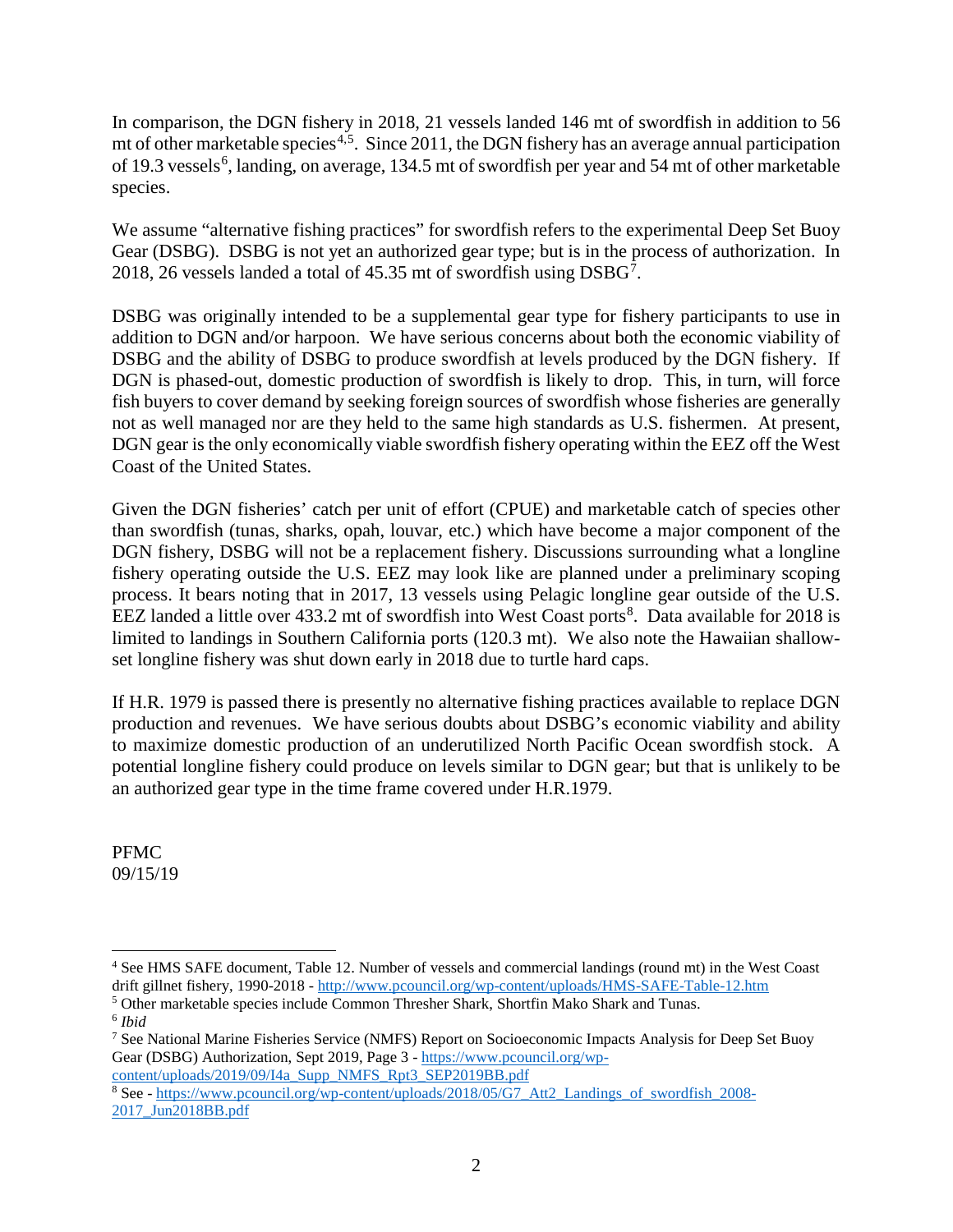In comparison, the DGN fishery in 2018, 21 vessels landed 146 mt of swordfish in addition to 56 mt of other marketable species[4,5]. Since 2011, the DGN fishery has an average annual participation of 19.3 vessels[6], landing, on average, 134.5 mt of swordfish per year and 54 mt of other marketable species.

We assume "alternative fishing practices" for swordfish refers to the experimental Deep Set Buoy Gear (DSBG). DSBG is not yet an authorized gear type; but is in the process of authorization. In 2018, 26 vessels landed a total of 45.35 mt of swordfish using DSBG[7].

DSBG was originally intended to be a supplemental gear type for fishery participants to use in addition to DGN and/or harpoon. We have serious concerns about both the economic viability of DSBG and the ability of DSBG to produce swordfish at levels produced by the DGN fishery. If DGN is phased-out, domestic production of swordfish is likely to drop. This, in turn, will force fish buyers to cover demand by seeking foreign sources of swordfish whose fisheries are generally not as well managed nor are they held to the same high standards as U.S. fishermen. At present, DGN gear is the only economically viable swordfish fishery operating within the EEZ off the West Coast of the United States.

Given the DGN fisheries' catch per unit of effort (CPUE) and marketable catch of species other than swordfish (tunas, sharks, opah, louvar, etc.) which have become a major component of the DGN fishery, DSBG will not be a replacement fishery. Discussions surrounding what a longline fishery operating outside the U.S. EEZ may look like are planned under a preliminary scoping process. It bears noting that in 2017, 13 vessels using Pelagic longline gear outside of the U.S. EEZ landed a little over 433.2 mt of swordfish into West Coast ports[8]. Data available for 2018 is limited to landings in Southern California ports (120.3 mt). We also note the Hawaiian shallow-set longline fishery was shut down early in 2018 due to turtle hard caps.

If H.R. 1979 is passed there is presently no alternative fishing practices available to replace DGN production and revenues. We have serious doubts about DSBG's economic viability and ability to maximize domestic production of an underutilized North Pacific Ocean swordfish stock. A potential longline fishery could produce on levels similar to DGN gear; but that is unlikely to be an authorized gear type in the time frame covered under H.R.1979.

PFMC
09/15/19

---

[4] See HMS SAFE document, Table 12. Number of vessels and commercial landings (round mt) in the West Coast drift gillnet fishery, 1990-2018 - http://www.pcouncil.org/wp-content/uploads/HMS-SAFE-Table-12.htm

[5] Other marketable species include Common Thresher Shark, Shortfin Mako Shark and Tunas.

[6] *Ibid*

[7] See National Marine Fisheries Service (NMFS) Report on Socioeconomic Impacts Analysis for Deep Set Buoy Gear (DSBG) Authorization, Sept 2019, Page 3 - https://www.pcouncil.org/wp-content/uploads/2019/09/I4a_Supp_NMFS_Rpt3_SEP2019BB.pdf

[8] See - https://www.pcouncil.org/wp-content/uploads/2018/05/G7_Att2_Landings_of_swordfish_2008-2017_Jun2018BB.pdf